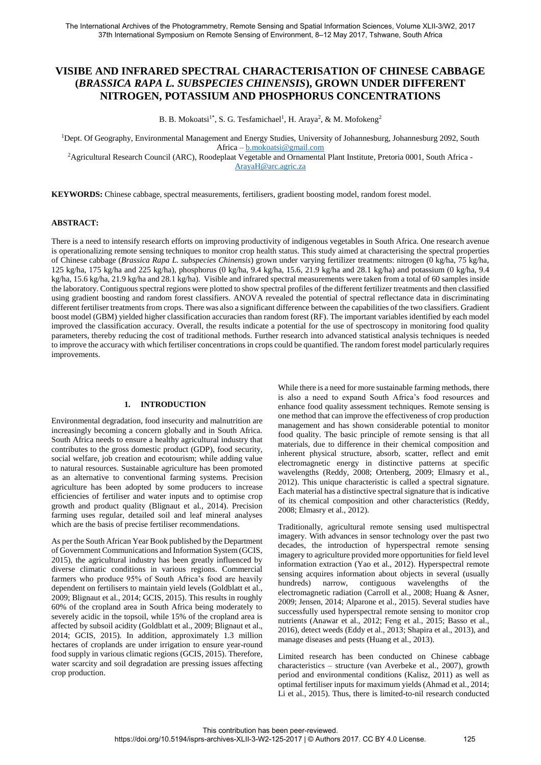# VISIBE AND INFRARED SPECTRAL CHARACTERISATION OF CHINESE CABBAGE (*BRASSICA RAPA L. SUBSPECIES CHINENSIS*), GROWN UNDER DIFFERENT NITROGEN, POTASSIUM AND PHOSPHORUS CONCENTRATIONS

B. B. Mokoatsi[1*], S. G. Tesfamichael[1], H. Araya[2], & M. Mofokeng[2]

[1]Dept. Of Geography, Environmental Management and Energy Studies, University of Johannesburg, Johannesburg 2092, South Africa – b.mokoatsi@gmail.com

[2]Agricultural Research Council (ARC), Roodeplaat Vegetable and Ornamental Plant Institute, Pretoria 0001, South Africa - ArayaH@arc.agric.za

**KEYWORDS:** Chinese cabbage, spectral measurements, fertilisers, gradient boosting model, random forest model.

## ABSTRACT:

There is a need to intensify research efforts on improving productivity of indigenous vegetables in South Africa. One research avenue is operationalizing remote sensing techniques to monitor crop health status. This study aimed at characterising the spectral properties of Chinese cabbage (*Brassica Rapa L. subspecies Chinensis*) grown under varying fertilizer treatments: nitrogen (0 kg/ha, 75 kg/ha, 125 kg/ha, 175 kg/ha and 225 kg/ha), phosphorus (0 kg/ha, 9.4 kg/ha, 15.6, 21.9 kg/ha and 28.1 kg/ha) and potassium (0 kg/ha, 9.4 kg/ha, 15.6 kg/ha, 21.9 kg/ha and 28.1 kg/ha). Visible and infrared spectral measurements were taken from a total of 60 samples inside the laboratory. Contiguous spectral regions were plotted to show spectral profiles of the different fertilizer treatments and then classified using gradient boosting and random forest classifiers. ANOVA revealed the potential of spectral reflectance data in discriminating different fertiliser treatments from crops. There was also a significant difference between the capabilities of the two classifiers. Gradient boost model (GBM) yielded higher classification accuracies than random forest (RF). The important variables identified by each model improved the classification accuracy. Overall, the results indicate a potential for the use of spectroscopy in monitoring food quality parameters, thereby reducing the cost of traditional methods. Further research into advanced statistical analysis techniques is needed to improve the accuracy with which fertiliser concentrations in crops could be quantified. The random forest model particularly requires improvements.

## 1. INTRODUCTION

Environmental degradation, food insecurity and malnutrition are increasingly becoming a concern globally and in South Africa. South Africa needs to ensure a healthy agricultural industry that contributes to the gross domestic product (GDP), food security, social welfare, job creation and ecotourism; while adding value to natural resources. Sustainable agriculture has been promoted as an alternative to conventional farming systems. Precision agriculture has been adopted by some producers to increase efficiencies of fertiliser and water inputs and to optimise crop growth and product quality (Blignaut et al., 2014). Precision farming uses regular, detailed soil and leaf mineral analyses which are the basis of precise fertiliser recommendations.

As per the South African Year Book published by the Department of Government Communications and Information System (GCIS, 2015), the agricultural industry has been greatly influenced by diverse climatic conditions in various regions. Commercial farmers who produce 95% of South Africa's food are heavily dependent on fertilisers to maintain yield levels (Goldblatt et al., 2009; Blignaut et al., 2014; GCIS, 2015). This results in roughly 60% of the cropland area in South Africa being moderately to severely acidic in the topsoil, while 15% of the cropland area is affected by subsoil acidity (Goldblatt et al., 2009; Blignaut et al., 2014; GCIS, 2015). In addition, approximately 1.3 million hectares of croplands are under irrigation to ensure year-round food supply in various climatic regions (GCIS, 2015). Therefore, water scarcity and soil degradation are pressing issues affecting crop production.

While there is a need for more sustainable farming methods, there is also a need to expand South Africa's food resources and enhance food quality assessment techniques. Remote sensing is one method that can improve the effectiveness of crop production management and has shown considerable potential to monitor food quality. The basic principle of remote sensing is that all materials, due to difference in their chemical composition and inherent physical structure, absorb, scatter, reflect and emit electromagnetic energy in distinctive patterns at specific wavelengths (Reddy, 2008; Ortenberg, 2009; Elmasry et al., 2012). This unique characteristic is called a spectral signature. Each material has a distinctive spectral signature that is indicative of its chemical composition and other characteristics (Reddy, 2008; Elmasry et al., 2012).

Traditionally, agricultural remote sensing used multispectral imagery. With advances in sensor technology over the past two decades, the introduction of hyperspectral remote sensing imagery to agriculture provided more opportunities for field level information extraction (Yao et al., 2012). Hyperspectral remote sensing acquires information about objects in several (usually hundreds) narrow, contiguous wavelengths of the electromagnetic radiation (Carroll et al., 2008; Huang & Asner, 2009; Jensen, 2014; Alparone et al., 2015). Several studies have successfully used hyperspectral remote sensing to monitor crop nutrients (Anawar et al., 2012; Feng et al., 2015; Basso et al., 2016), detect weeds (Eddy et al., 2013; Shapira et al., 2013), and manage diseases and pests (Huang et al., 2013).

Limited research has been conducted on Chinese cabbage characteristics – structure (van Averbeke et al., 2007), growth period and environmental conditions (Kalisz, 2011) as well as optimal fertiliser inputs for maximum yields (Ahmad et al., 2014; Li et al., 2015). Thus, there is limited-to-nil research conducted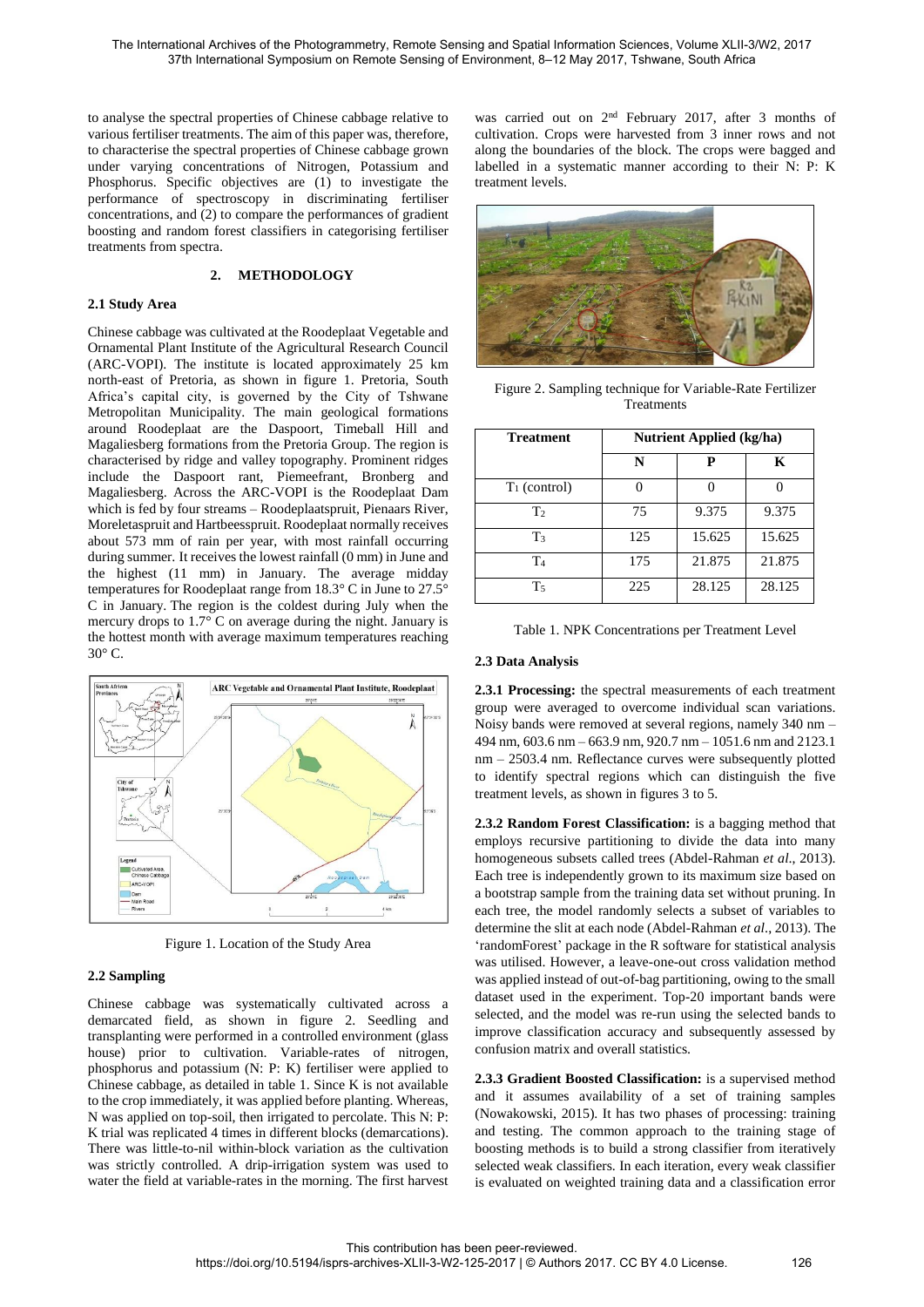to analyse the spectral properties of Chinese cabbage relative to various fertiliser treatments. The aim of this paper was, therefore, to characterise the spectral properties of Chinese cabbage grown under varying concentrations of Nitrogen, Potassium and Phosphorus. Specific objectives are (1) to investigate the performance of spectroscopy in discriminating fertiliser concentrations, and (2) to compare the performances of gradient boosting and random forest classifiers in categorising fertiliser treatments from spectra.

## 2. METHODOLOGY

### 2.1 Study Area

Chinese cabbage was cultivated at the Roodeplaat Vegetable and Ornamental Plant Institute of the Agricultural Research Council (ARC-VOPI). The institute is located approximately 25 km north-east of Pretoria, as shown in figure 1. Pretoria, South Africa's capital city, is governed by the City of Tshwane Metropolitan Municipality. The main geological formations around Roodeplaat are the Daspoort, Timeball Hill and Magaliesberg formations from the Pretoria Group. The region is characterised by ridge and valley topography. Prominent ridges include the Daspoort rant, Piemeefrant, Bronberg and Magaliesberg. Across the ARC-VOPI is the Roodeplaat Dam which is fed by four streams – Roodeplaatspruit, Pienaars River, Moreletaspruit and Hartbeesspruit. Roodeplaat normally receives about 573 mm of rain per year, with most rainfall occurring during summer. It receives the lowest rainfall (0 mm) in June and the highest (11 mm) in January. The average midday temperatures for Roodeplaat range from 18.3° C in June to 27.5° C in January. The region is the coldest during July when the mercury drops to 1.7° C on average during the night. January is the hottest month with average maximum temperatures reaching 30° C.

Figure 1. Location of the Study Area

### 2.2 Sampling

Chinese cabbage was systematically cultivated across a demarcated field, as shown in figure 2. Seedling and transplanting were performed in a controlled environment (glass house) prior to cultivation. Variable-rates of nitrogen, phosphorus and potassium (N: P: K) fertiliser were applied to Chinese cabbage, as detailed in table 1. Since K is not available to the crop immediately, it was applied before planting. Whereas, N was applied on top-soil, then irrigated to percolate. This N: P: K trial was replicated 4 times in different blocks (demarcations). There was little-to-nil within-block variation as the cultivation was strictly controlled. A drip-irrigation system was used to water the field at variable-rates in the morning. The first harvest was carried out on 2nd February 2017, after 3 months of cultivation. Crops were harvested from 3 inner rows and not along the boundaries of the block. The crops were bagged and labelled in a systematic manner according to their N: P: K treatment levels.

Figure 2. Sampling technique for Variable-Rate Fertilizer Treatments

| Treatment | Nutrient Applied (kg/ha) | | |
|---|---|---|---|
| | N | P | K |
| $T_1$ (control) | 0 | 0 | 0 |
| $T_2$ | 75 | 9.375 | 9.375 |
| $T_3$ | 125 | 15.625 | 15.625 |
| $T_4$ | 175 | 21.875 | 21.875 |
| $T_5$ | 225 | 28.125 | 28.125 |

Table 1. NPK Concentrations per Treatment Level

### 2.3 Data Analysis

**2.3.1 Processing:** the spectral measurements of each treatment group were averaged to overcome individual scan variations. Noisy bands were removed at several regions, namely 340 nm – 494 nm, 603.6 nm – 663.9 nm, 920.7 nm – 1051.6 nm and 2123.1 nm – 2503.4 nm. Reflectance curves were subsequently plotted to identify spectral regions which can distinguish the five treatment levels, as shown in figures 3 to 5.

**2.3.2 Random Forest Classification:** is a bagging method that employs recursive partitioning to divide the data into many homogeneous subsets called trees (Abdel-Rahman *et al.*, 2013). Each tree is independently grown to its maximum size based on a bootstrap sample from the training data set without pruning. In each tree, the model randomly selects a subset of variables to determine the slit at each node (Abdel-Rahman *et al.*, 2013). The 'randomForest' package in the R software for statistical analysis was utilised. However, a leave-one-out cross validation method was applied instead of out-of-bag partitioning, owing to the small dataset used in the experiment. Top-20 important bands were selected, and the model was re-run using the selected bands to improve classification accuracy and subsequently assessed by confusion matrix and overall statistics.

**2.3.3 Gradient Boosted Classification:** is a supervised method and it assumes availability of a set of training samples (Nowakowski, 2015). It has two phases of processing: training and testing. The common approach to the training stage of boosting methods is to build a strong classifier from iteratively selected weak classifiers. In each iteration, every weak classifier is evaluated on weighted training data and a classification error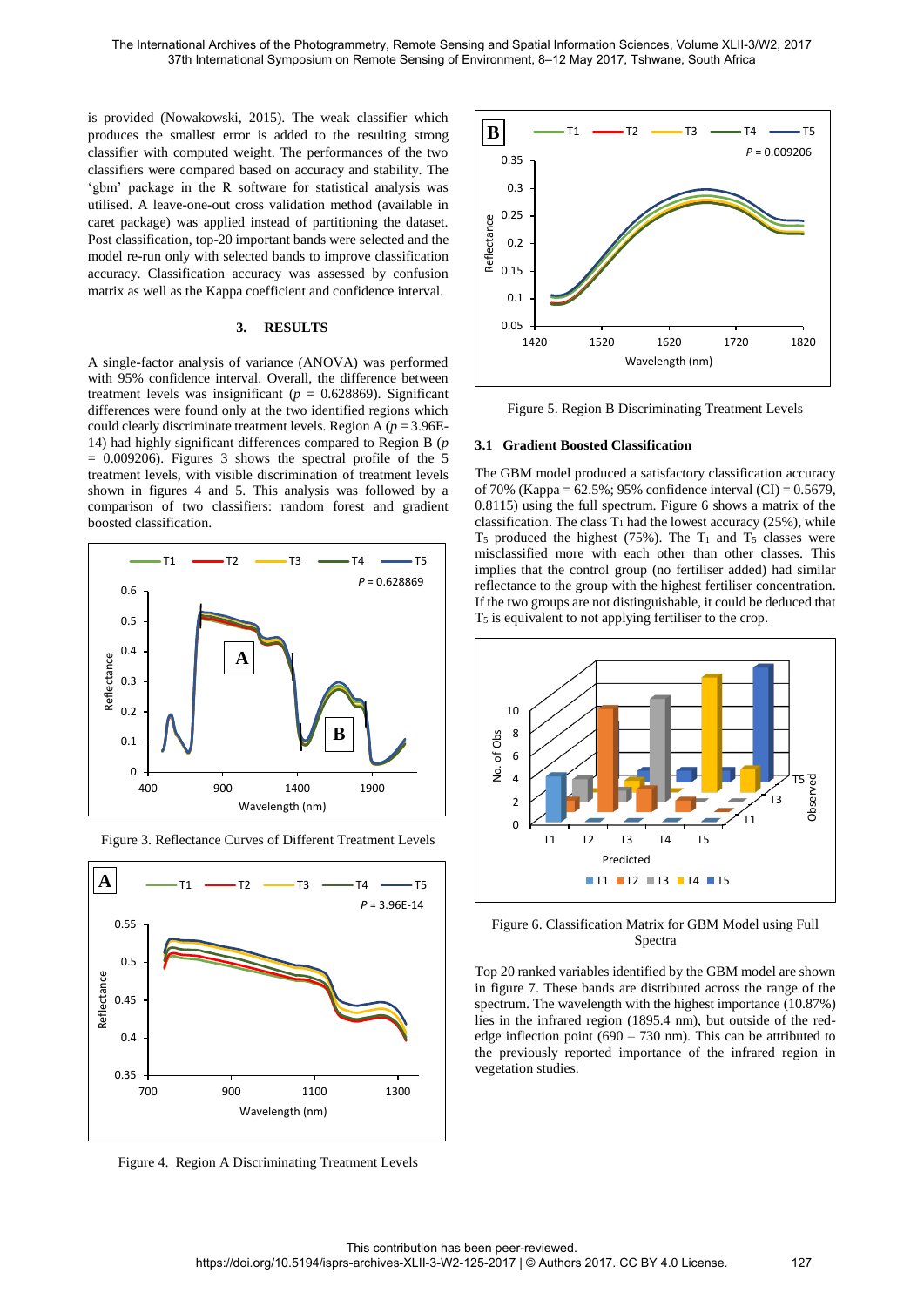is provided (Nowakowski, 2015). The weak classifier which produces the smallest error is added to the resulting strong classifier with computed weight. The performances of the two classifiers were compared based on accuracy and stability. The 'gbm' package in the R software for statistical analysis was utilised. A leave-one-out cross validation method (available in caret package) was applied instead of partitioning the dataset. Post classification, top-20 important bands were selected and the model re-run only with selected bands to improve classification accuracy. Classification accuracy was assessed by confusion matrix as well as the Kappa coefficient and confidence interval.

## 3. RESULTS

A single-factor analysis of variance (ANOVA) was performed with 95% confidence interval. Overall, the difference between treatment levels was insignificant ($p$ = 0.628869). Significant differences were found only at the two identified regions which could clearly discriminate treatment levels. Region A ($p$ = 3.96E-14) had highly significant differences compared to Region B ($p$ = 0.009206). Figures 3 shows the spectral profile of the 5 treatment levels, with visible discrimination of treatment levels shown in figures 4 and 5. This analysis was followed by a comparison of two classifiers: random forest and gradient boosted classification.

Figure 3. Reflectance Curves of Different Treatment Levels

Figure 4. Region A Discriminating Treatment Levels

Figure 5. Region B Discriminating Treatment Levels

### 3.1 Gradient Boosted Classification

The GBM model produced a satisfactory classification accuracy of 70% (Kappa = 62.5%; 95% confidence interval (CI) = 0.5679, 0.8115) using the full spectrum. Figure 6 shows a matrix of the classification. The class $T_1$ had the lowest accuracy (25%), while $T_5$ produced the highest (75%). The $T_1$ and $T_5$ classes were misclassified more with each other than other classes. This implies that the control group (no fertiliser added) had similar reflectance to the group with the highest fertiliser concentration. If the two groups are not distinguishable, it could be deduced that $T_5$ is equivalent to not applying fertiliser to the crop.

Figure 6. Classification Matrix for GBM Model using Full Spectra

Top 20 ranked variables identified by the GBM model are shown in figure 7. These bands are distributed across the range of the spectrum. The wavelength with the highest importance (10.87%) lies in the infrared region (1895.4 nm), but outside of the red-edge inflection point (690 – 730 nm). This can be attributed to the previously reported importance of the infrared region in vegetation studies.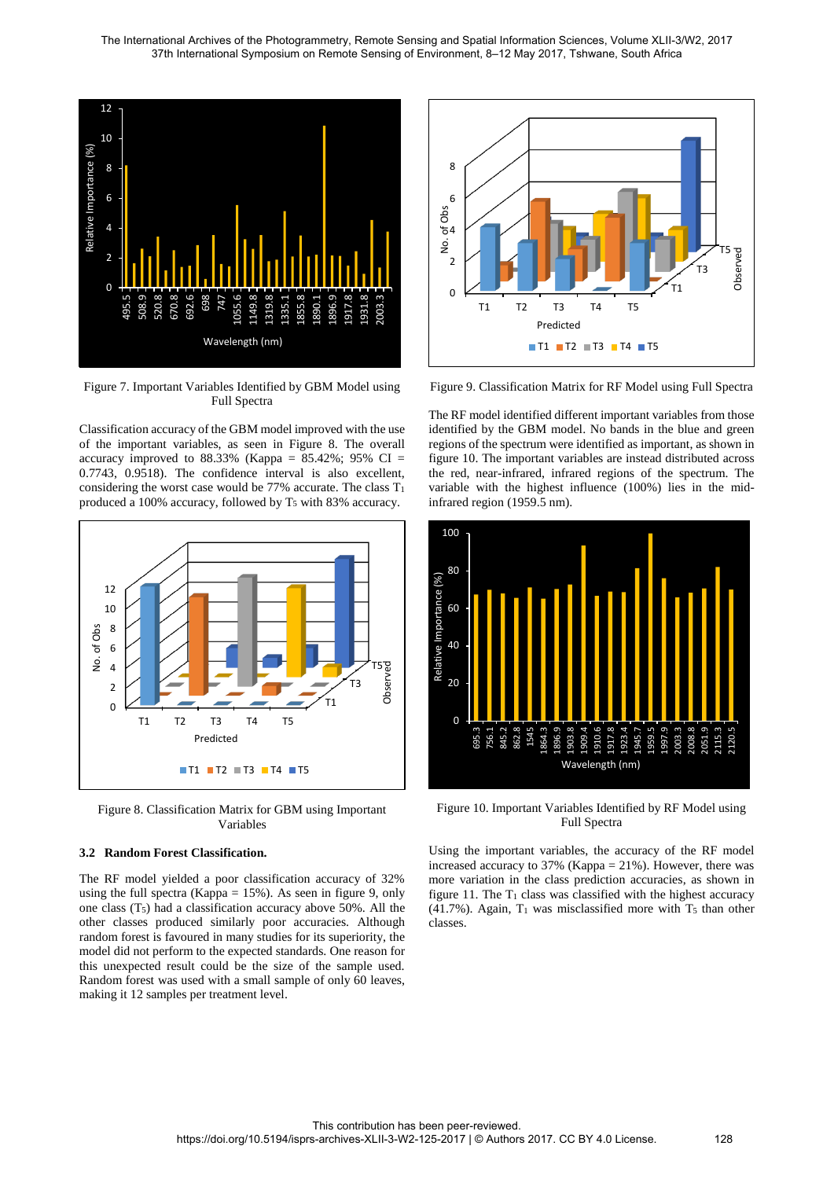Figure 7. Important Variables Identified by GBM Model using Full Spectra

Classification accuracy of the GBM model improved with the use of the important variables, as seen in Figure 8. The overall accuracy improved to 88.33% (Kappa = 85.42%; 95% CI = 0.7743, 0.9518). The confidence interval is also excellent, considering the worst case would be 77% accurate. The class $T_1$ produced a 100% accuracy, followed by $T_5$ with 83% accuracy.

Figure 8. Classification Matrix for GBM using Important Variables

### 3.2 Random Forest Classification.

The RF model yielded a poor classification accuracy of 32% using the full spectra (Kappa = 15%). As seen in figure 9, only one class ($T_5$) had a classification accuracy above 50%. All the other classes produced similarly poor accuracies. Although random forest is favoured in many studies for its superiority, the model did not perform to the expected standards. One reason for this unexpected result could be the size of the sample used. Random forest was used with a small sample of only 60 leaves, making it 12 samples per treatment level.

Figure 9. Classification Matrix for RF Model using Full Spectra

The RF model identified different important variables from those identified by the GBM model. No bands in the blue and green regions of the spectrum were identified as important, as shown in figure 10. The important variables are instead distributed across the red, near-infrared, infrared regions of the spectrum. The variable with the highest influence (100%) lies in the mid-infrared region (1959.5 nm).

Figure 10. Important Variables Identified by RF Model using Full Spectra

Using the important variables, the accuracy of the RF model increased accuracy to 37% (Kappa = 21%). However, there was more variation in the class prediction accuracies, as shown in figure 11. The $T_1$ class was classified with the highest accuracy (41.7%). Again, $T_1$ was misclassified more with $T_5$ than other classes.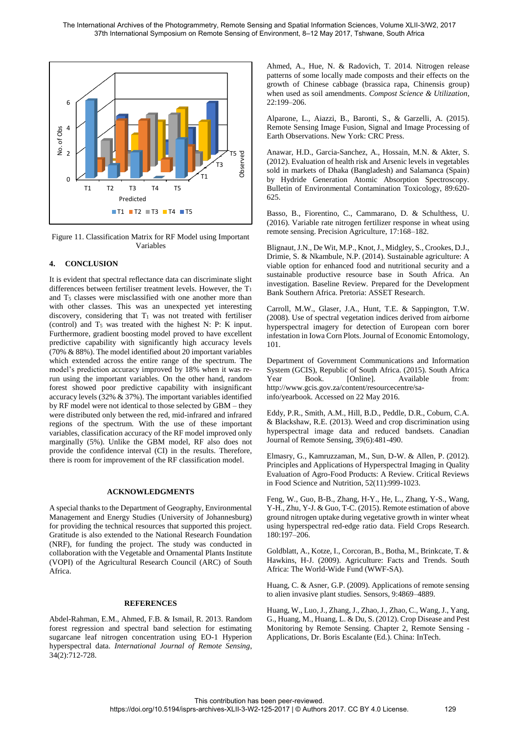Figure 11. Classification Matrix for RF Model using Important Variables

## 4. CONCLUSION

It is evident that spectral reflectance data can discriminate slight differences between fertiliser treatment levels. However, the $T_1$ and $T_5$ classes were misclassified with one another more than with other classes. This was an unexpected yet interesting discovery, considering that $T_1$ was not treated with fertiliser (control) and $T_5$ was treated with the highest N: P: K input. Furthermore, gradient boosting model proved to have excellent predictive capability with significantly high accuracy levels (70% & 88%). The model identified about 20 important variables which extended across the entire range of the spectrum. The model's prediction accuracy improved by 18% when it was re-run using the important variables. On the other hand, random forest showed poor predictive capability with insignificant accuracy levels (32% & 37%). The important variables identified by RF model were not identical to those selected by GBM – they were distributed only between the red, mid-infrared and infrared regions of the spectrum. With the use of these important variables, classification accuracy of the RF model improved only marginally (5%). Unlike the GBM model, RF also does not provide the confidence interval (CI) in the results. Therefore, there is room for improvement of the RF classification model.

## ACKNOWLEDGMENTS

A special thanks to the Department of Geography, Environmental Management and Energy Studies (University of Johannesburg) for providing the technical resources that supported this project. Gratitude is also extended to the National Research Foundation (NRF), for funding the project. The study was conducted in collaboration with the Vegetable and Ornamental Plants Institute (VOPI) of the Agricultural Research Council (ARC) of South Africa.

## REFERENCES

Abdel-Rahman, E.M., Ahmed, F.B. & Ismail, R. 2013. Random forest regression and spectral band selection for estimating sugarcane leaf nitrogen concentration using EO-1 Hyperion hyperspectral data. *International Journal of Remote Sensing*, 34(2):712-728.

Ahmed, A., Hue, N. & Radovich, T. 2014. Nitrogen release patterns of some locally made composts and their effects on the growth of Chinese cabbage (brassica rapa, Chinensis group) when used as soil amendments. *Compost Science & Utilization*, 22:199–206.

Alparone, L., Aiazzi, B., Baronti, S., & Garzelli, A. (2015). Remote Sensing Image Fusion, Signal and Image Processing of Earth Observations. New York: CRC Press.

Anawar, H.D., Garcia-Sanchez, A., Hossain, M.N. & Akter, S. (2012). Evaluation of health risk and Arsenic levels in vegetables sold in markets of Dhaka (Bangladesh) and Salamanca (Spain) by Hydride Generation Atomic Absorption Spectroscopy. Bulletin of Environmental Contamination Toxicology, 89:620-625.

Basso, B., Fiorentino, C., Cammarano, D. & Schulthess, U. (2016). Variable rate nitrogen fertilizer response in wheat using remote sensing. Precision Agriculture, 17:168–182.

Blignaut, J.N., De Wit, M.P., Knot, J., Midgley, S., Crookes, D.J., Drimie, S. & Nkambule, N.P. (2014). Sustainable agriculture: A viable option for enhanced food and nutritional security and a sustainable productive resource base in South Africa. An investigation. Baseline Review. Prepared for the Development Bank Southern Africa. Pretoria: ASSET Research.

Carroll, M.W., Glaser, J.A., Hunt, T.E. & Sappington, T.W. (2008). Use of spectral vegetation indices derived from airborne hyperspectral imagery for detection of European corn borer infestation in Iowa Corn Plots. Journal of Economic Entomology, 101.

Department of Government Communications and Information System (GCIS), Republic of South Africa. (2015). South Africa Year Book. [Online]. Available from: http://www.gcis.gov.za/content/resourcecentre/sa-info/yearbook. Accessed on 22 May 2016.

Eddy, P.R., Smith, A.M., Hill, B.D., Peddle, D.R., Coburn, C.A. & Blackshaw, R.E. (2013). Weed and crop discrimination using hyperspectral image data and reduced bandsets. Canadian Journal of Remote Sensing, 39(6):481-490.

Elmasry, G., Kamruzzaman, M., Sun, D-W. & Allen, P. (2012). Principles and Applications of Hyperspectral Imaging in Quality Evaluation of Agro-Food Products: A Review. Critical Reviews in Food Science and Nutrition, 52(11):999-1023.

Feng, W., Guo, B-B., Zhang, H-Y., He, L., Zhang, Y-S., Wang, Y-H., Zhu, Y-J. & Guo, T-C. (2015). Remote estimation of above ground nitrogen uptake during vegetative growth in winter wheat using hyperspectral red-edge ratio data. Field Crops Research. 180:197–206.

Goldblatt, A., Kotze, I., Corcoran, B., Botha, M., Brinkcate, T. & Hawkins, H-J. (2009). Agriculture: Facts and Trends. South Africa: The World-Wide Fund (WWF-SA).

Huang, C. & Asner, G.P. (2009). Applications of remote sensing to alien invasive plant studies. Sensors, 9:4869–4889.

Huang, W., Luo, J., Zhang, J., Zhao, J., Zhao, C., Wang, J., Yang, G., Huang, M., Huang, L. & Du, S. (2012). Crop Disease and Pest Monitoring by Remote Sensing. Chapter 2, Remote Sensing - Applications, Dr. Boris Escalante (Ed.). China: InTech.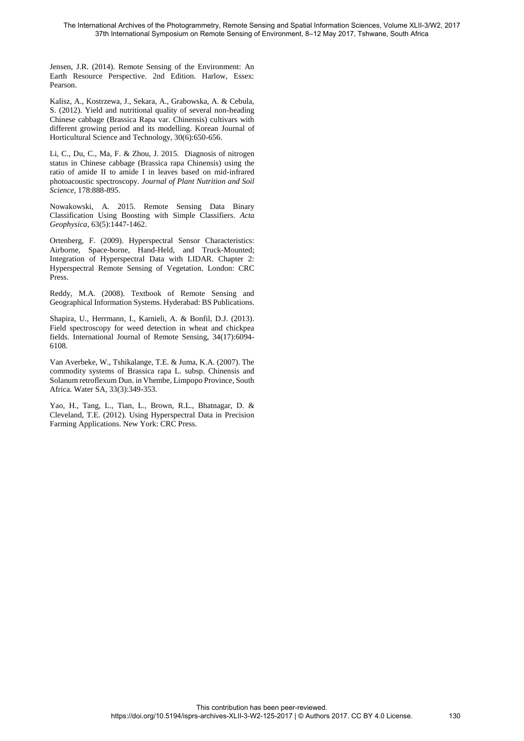Jensen, J.R. (2014). Remote Sensing of the Environment: An Earth Resource Perspective. 2nd Edition. Harlow, Essex: Pearson.

Kalisz, A., Kostrzewa, J., Sekara, A., Grabowska, A. & Cebula, S. (2012). Yield and nutritional quality of several non-heading Chinese cabbage (Brassica Rapa var. Chinensis) cultivars with different growing period and its modelling. Korean Journal of Horticultural Science and Technology, 30(6):650-656.

Li, C., Du, C., Ma, F. & Zhou, J. 2015. Diagnosis of nitrogen status in Chinese cabbage (Brassica rapa Chinensis) using the ratio of amide II to amide I in leaves based on mid-infrared photoacoustic spectroscopy. *Journal of Plant Nutrition and Soil Science,* 178:888-895.

Nowakowski, A. 2015. Remote Sensing Data Binary Classification Using Boosting with Simple Classifiers. *Acta Geophysica,* 63(5):1447-1462.

Ortenberg, F. (2009). Hyperspectral Sensor Characteristics: Airborne, Space-borne, Hand-Held, and Truck-Mounted; Integration of Hyperspectral Data with LIDAR. Chapter 2: Hyperspectral Remote Sensing of Vegetation. London: CRC Press.

Reddy, M.A. (2008). Textbook of Remote Sensing and Geographical Information Systems. Hyderabad: BS Publications.

Shapira, U., Herrmann, I., Karnieli, A. & Bonfil, D.J. (2013). Field spectroscopy for weed detection in wheat and chickpea fields. International Journal of Remote Sensing, 34(17):6094-6108.

Van Averbeke, W., Tshikalange, T.E. & Juma, K.A. (2007). The commodity systems of Brassica rapa L. subsp. Chinensis and Solanum retroflexum Dun. in Vhembe, Limpopo Province, South Africa. Water SA, 33(3):349-353.

Yao, H., Tang, L., Tian, L., Brown, R.L., Bhatnagar, D. & Cleveland, T.E. (2012). Using Hyperspectral Data in Precision Farming Applications. New York: CRC Press.